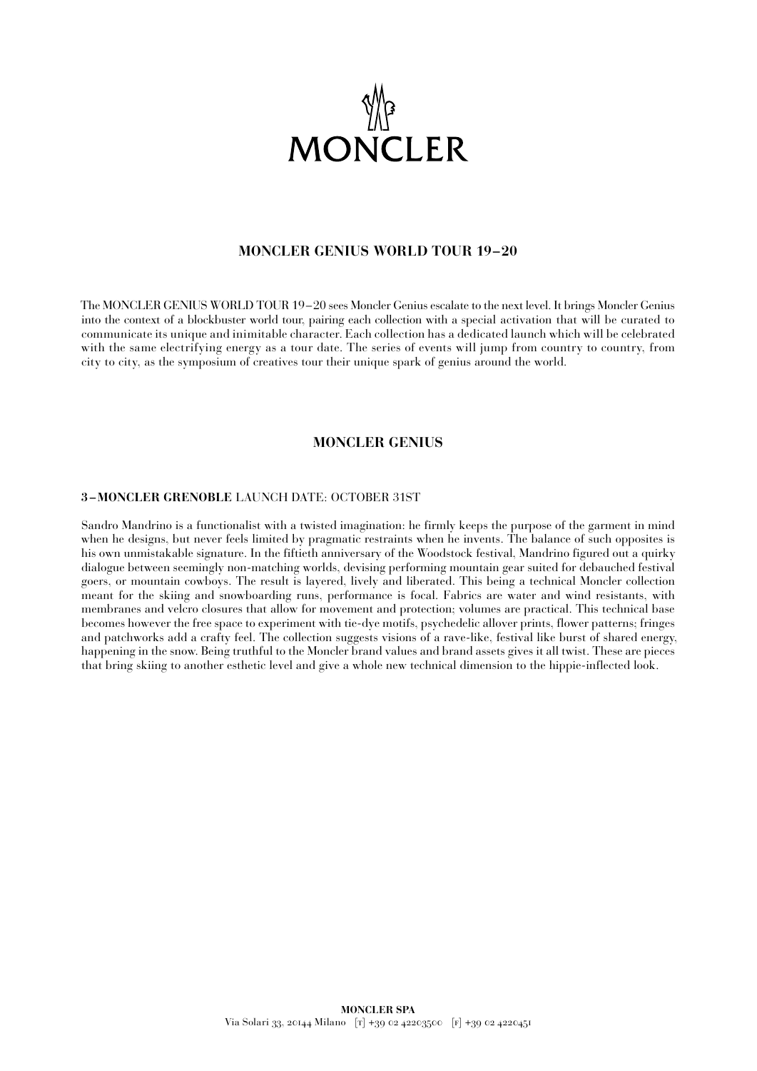MONCLER

## MONCLER GENIUS WORLD TOUR 19–20

The MONCLER GENIUS WORLD TOUR 19–20 sees Moncler Genius escalate to the next level. It brings Moncler Genius into the context of a blockbuster world tour, pairing each collection with a special activation that will be curated to communicate its unique and inimitable character. Each collection has a dedicated launch which will be celebrated with the same electrifying energy as a tour date. The series of events will jump from country to country, from city to city, as the symposium of creatives tour their unique spark of genius around the world.

## MONCLER GENIUS

### 3–MONCLER GRENOBLE LAUNCH DATE: OCTOBER 31ST

Sandro Mandrino is a functionalist with a twisted imagination: he firmly keeps the purpose of the garment in mind when he designs, but never feels limited by pragmatic restraints when he invents. The balance of such opposites is his own unmistakable signature. In the fiftieth anniversary of the Woodstock festival, Mandrino figured out a quirky dialogue between seemingly non-matching worlds, devising performing mountain gear suited for debauched festival goers, or mountain cowboys. The result is layered, lively and liberated. This being a technical Moncler collection meant for the skiing and snowboarding runs, performance is focal. Fabrics are water and wind resistants, with membranes and velcro closures that allow for movement and protection; volumes are practical. This technical base becomes however the free space to experiment with tie-dye motifs, psychedelic allover prints, flower patterns; fringes and patchworks add a crafty feel. The collection suggests visions of a rave-like, festival like burst of shared energy, happening in the snow. Being truthful to the Moncler brand values and brand assets gives it all twist. These are pieces that bring skiing to another esthetic level and give a whole new technical dimension to the hippie-inflected look.

**MONCLER SPA**
Via Solari 33, 20144 Milano [T] +39 02 42203500 [F] +39 02 4220451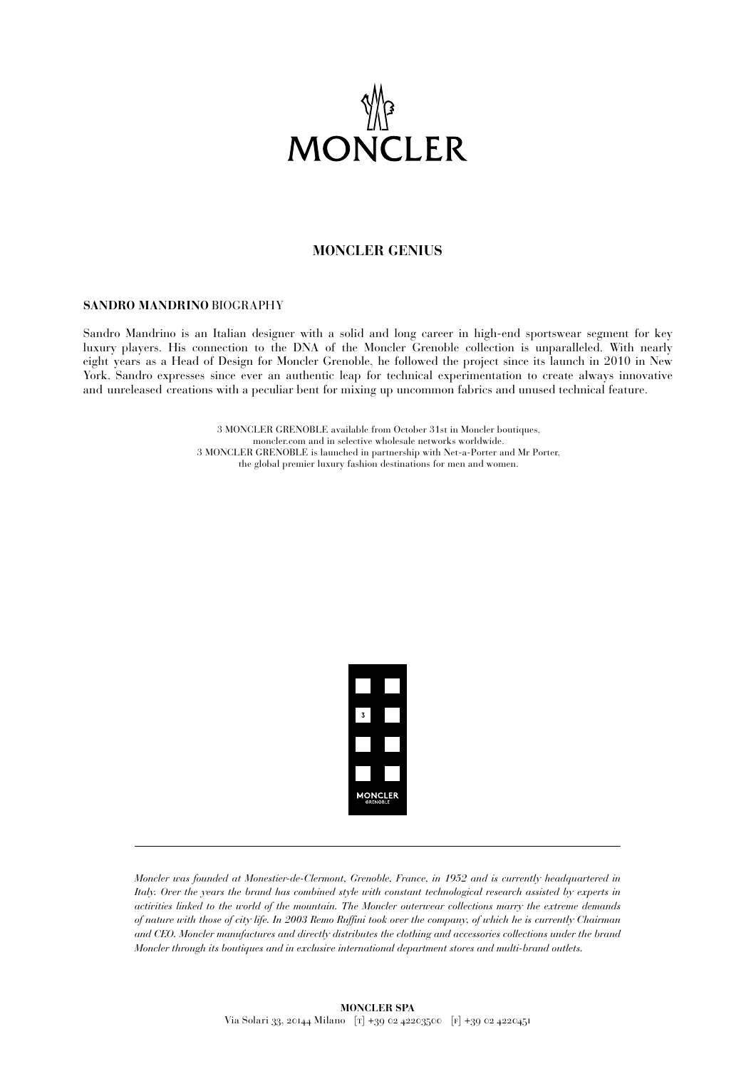MONCLER

**MONCLER GENIUS**

**SANDRO MANDRINO** BIOGRAPHY

Sandro Mandrino is an Italian designer with a solid and long career in high-end sportswear segment for key luxury players. His connection to the DNA of the Moncler Grenoble collection is unparalleled. With nearly eight years as a Head of Design for Moncler Grenoble, he followed the project since its launch in 2010 in New York. Sandro expresses since ever an authentic leap for technical experimentation to create always innovative and unreleased creations with a peculiar bent for mixing up uncommon fabrics and unused technical feature.

3 MONCLER GRENOBLE available from October 31st in Moncler boutiques,
moncler.com and in selective wholesale networks worldwide.
3 MONCLER GRENOBLE is launched in partnership with Net-a-Porter and Mr Porter,
the global premier luxury fashion destinations for men and women.

3

MONCLER
GRENOBLE

---

*Moncler was founded at Monestier-de-Clermont, Grenoble, France, in 1952 and is currently headquartered in Italy. Over the years the brand has combined style with constant technological research assisted by experts in activities linked to the world of the mountain. The Moncler outerwear collections marry the extreme demands of nature with those of city life. In 2003 Remo Ruffini took over the company, of which he is currently Chairman and CEO. Moncler manufactures and directly distributes the clothing and accessories collections under the brand Moncler through its boutiques and in exclusive international department stores and multi-brand outlets.*

**MONCLER SPA**
Via Solari 33, 20144 Milano [T] +39 02 42203500 [F] +39 02 4220451